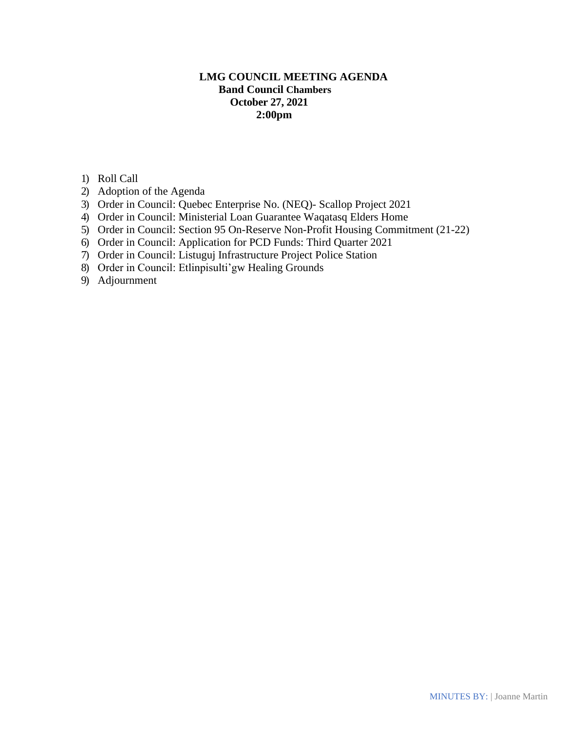# LMG COUNCIL MEETING AGENDA

**Band Council Chambers**

**October 27, 2021**

**2:00pm**

1) Roll Call
2) Adoption of the Agenda
3) Order in Council: Quebec Enterprise No. (NEQ)- Scallop Project 2021
4) Order in Council: Ministerial Loan Guarantee Waqatasq Elders Home
5) Order in Council: Section 95 On-Reserve Non-Profit Housing Commitment (21-22)
6) Order in Council: Application for PCD Funds: Third Quarter 2021
7) Order in Council: Listuguj Infrastructure Project Police Station
8) Order in Council: Etlinpisulti'gw Healing Grounds
9) Adjournment

MINUTES BY: | Joanne Martin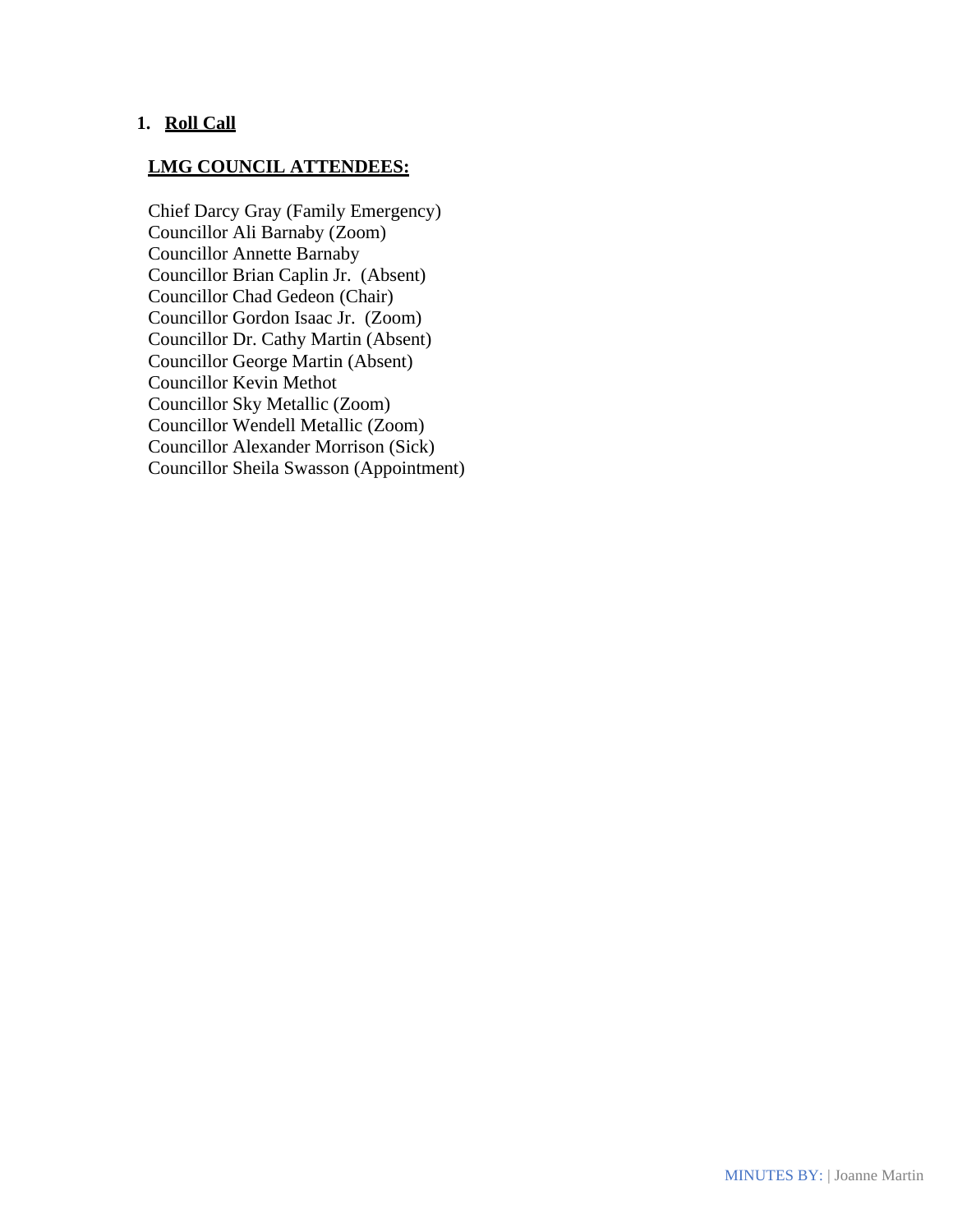1. **Roll Call**

**LMG COUNCIL ATTENDEES:**

Chief Darcy Gray (Family Emergency)
Councillor Ali Barnaby (Zoom)
Councillor Annette Barnaby
Councillor Brian Caplin Jr. (Absent)
Councillor Chad Gedeon (Chair)
Councillor Gordon Isaac Jr. (Zoom)
Councillor Dr. Cathy Martin (Absent)
Councillor George Martin (Absent)
Councillor Kevin Methot
Councillor Sky Metallic (Zoom)
Councillor Wendell Metallic (Zoom)
Councillor Alexander Morrison (Sick)
Councillor Sheila Swasson (Appointment)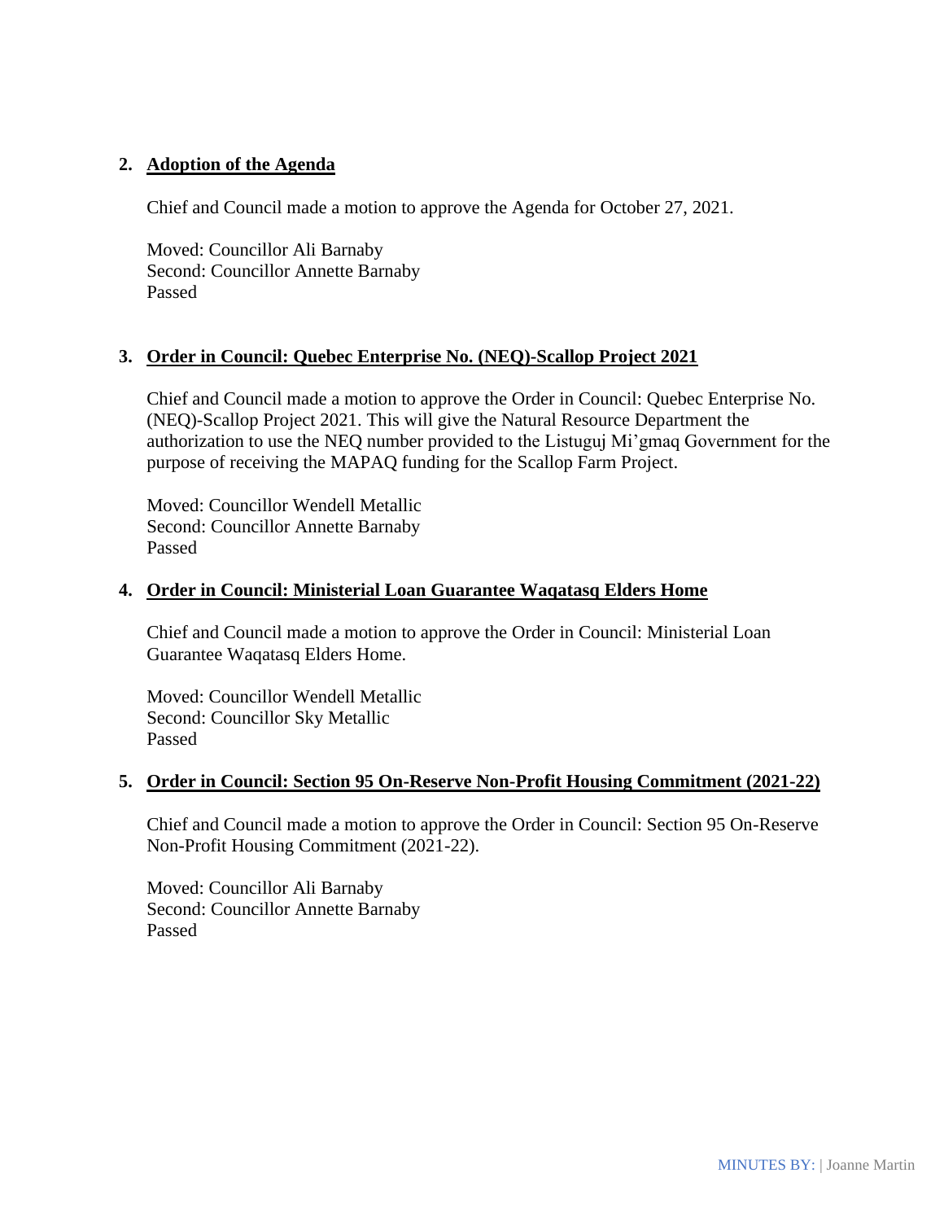## 2. Adoption of the Agenda

Chief and Council made a motion to approve the Agenda for October 27, 2021.

Moved: Councillor Ali Barnaby
Second: Councillor Annette Barnaby
Passed

## 3. Order in Council: Quebec Enterprise No. (NEQ)-Scallop Project 2021

Chief and Council made a motion to approve the Order in Council: Quebec Enterprise No. (NEQ)-Scallop Project 2021. This will give the Natural Resource Department the authorization to use the NEQ number provided to the Listuguj Mi'gmaq Government for the purpose of receiving the MAPAQ funding for the Scallop Farm Project.

Moved: Councillor Wendell Metallic
Second: Councillor Annette Barnaby
Passed

## 4. Order in Council: Ministerial Loan Guarantee Waqatasq Elders Home

Chief and Council made a motion to approve the Order in Council: Ministerial Loan Guarantee Waqatasq Elders Home.

Moved: Councillor Wendell Metallic
Second: Councillor Sky Metallic
Passed

## 5. Order in Council: Section 95 On-Reserve Non-Profit Housing Commitment (2021-22)

Chief and Council made a motion to approve the Order in Council: Section 95 On-Reserve Non-Profit Housing Commitment (2021-22).

Moved: Councillor Ali Barnaby
Second: Councillor Annette Barnaby
Passed

MINUTES BY: | Joanne Martin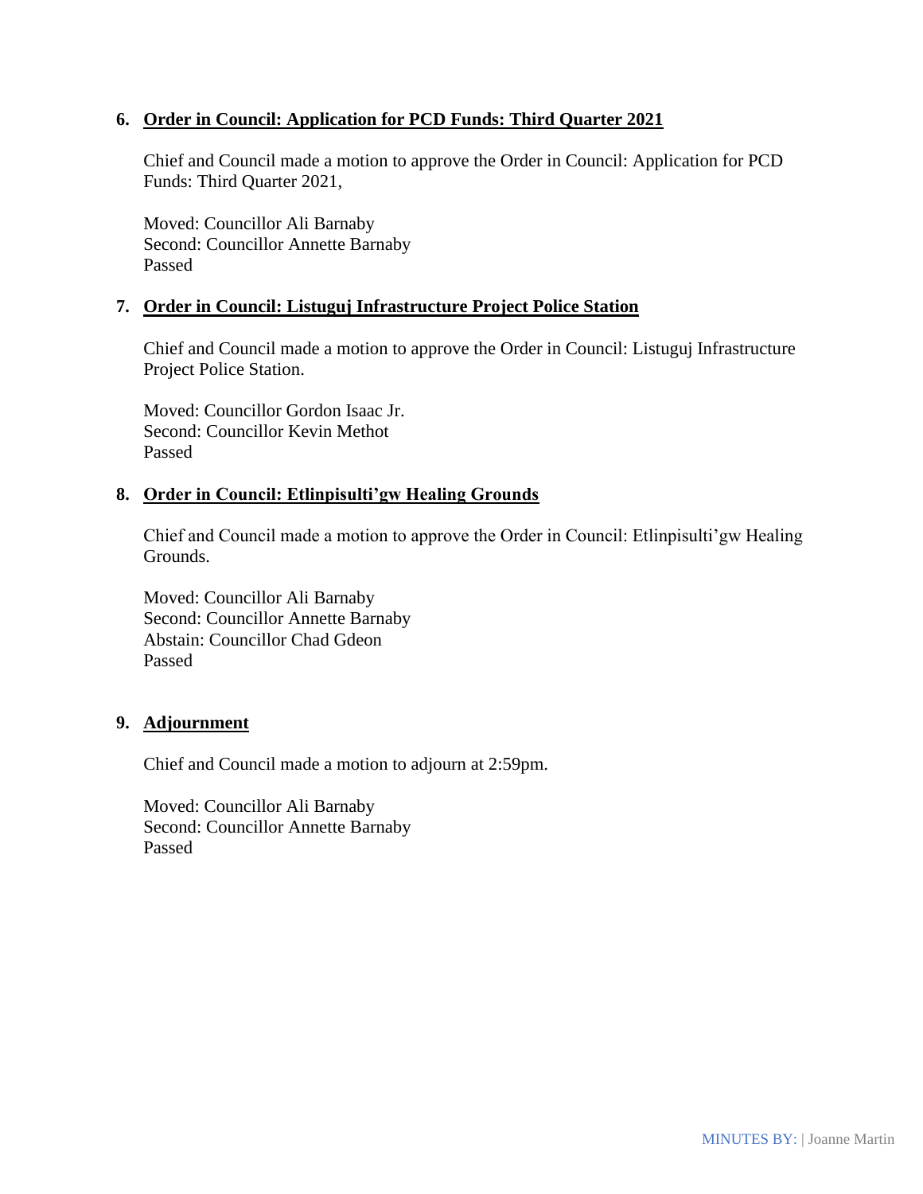6. **Order in Council: Application for PCD Funds: Third Quarter 2021**

   Chief and Council made a motion to approve the Order in Council: Application for PCD Funds: Third Quarter 2021,

   Moved: Councillor Ali Barnaby  
   Second: Councillor Annette Barnaby  
   Passed

7. **Order in Council: Listuguj Infrastructure Project Police Station**

   Chief and Council made a motion to approve the Order in Council: Listuguj Infrastructure Project Police Station.

   Moved: Councillor Gordon Isaac Jr.  
   Second: Councillor Kevin Methot  
   Passed

8. **Order in Council: Etlinpisulti'gw Healing Grounds**

   Chief and Council made a motion to approve the Order in Council: Etlinpisulti'gw Healing Grounds.

   Moved: Councillor Ali Barnaby  
   Second: Councillor Annette Barnaby  
   Abstain: Councillor Chad Gdeon  
   Passed

9. **Adjournment**

   Chief and Council made a motion to adjourn at 2:59pm.

   Moved: Councillor Ali Barnaby  
   Second: Councillor Annette Barnaby  
   Passed

MINUTES BY: | Joanne Martin